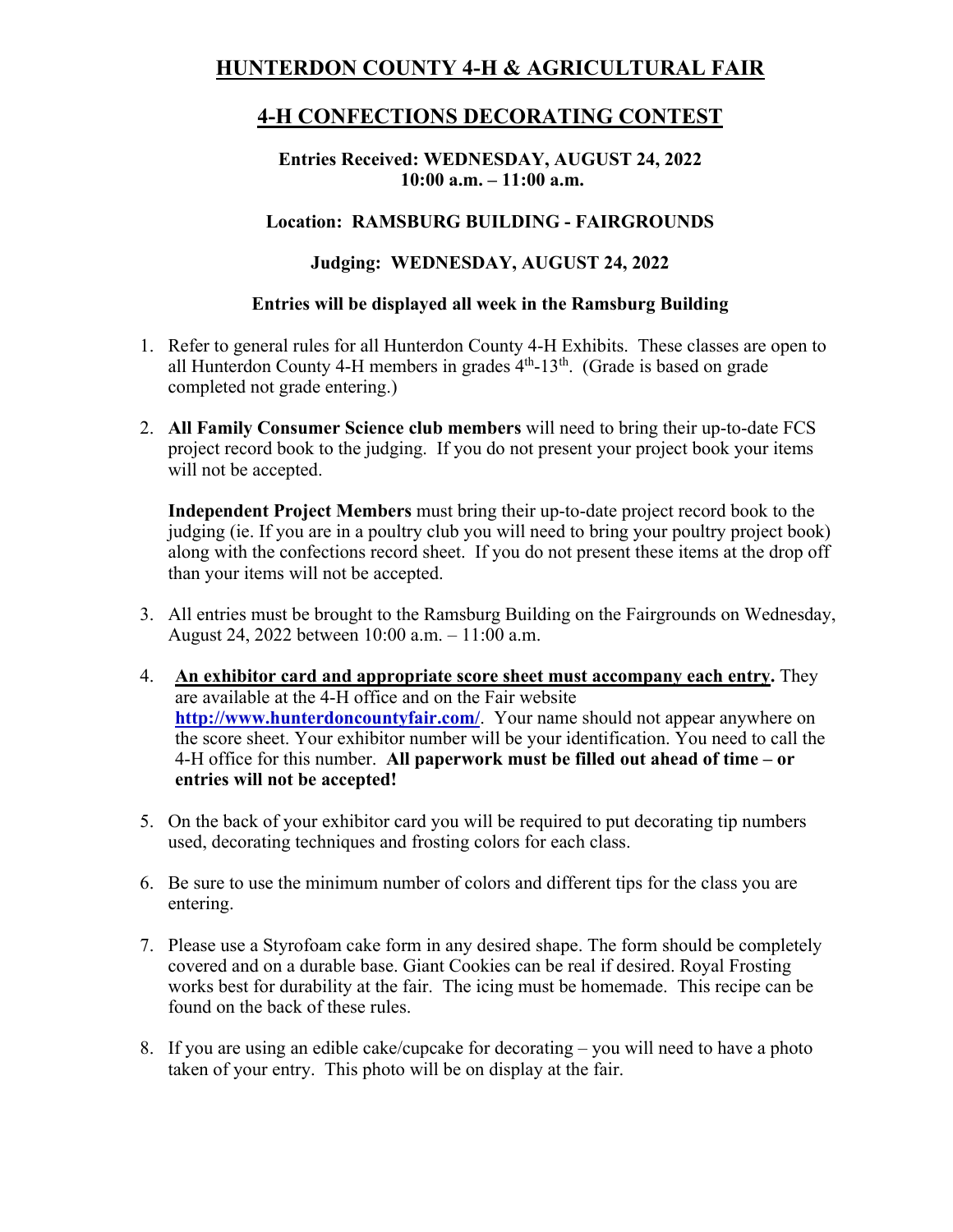# HUNTERDON COUNTY 4-H & AGRICULTURAL FAIR

## 4-H CONFECTIONS DECORATING CONTEST

**Entries Received: WEDNESDAY, AUGUST 24, 2022**
**10:00 a.m. – 11:00 a.m.**

**Location: RAMSBURG BUILDING - FAIRGROUNDS**

**Judging: WEDNESDAY, AUGUST 24, 2022**

**Entries will be displayed all week in the Ramsburg Building**

1. Refer to general rules for all Hunterdon County 4-H Exhibits. These classes are open to all Hunterdon County 4-H members in grades 4th-13th. (Grade is based on grade completed not grade entering.)

2. **All Family Consumer Science club members** will need to bring their up-to-date FCS project record book to the judging. If you do not present your project book your items will not be accepted.

   **Independent Project Members** must bring their up-to-date project record book to the judging (ie. If you are in a poultry club you will need to bring your poultry project book) along with the confections record sheet. If you do not present these items at the drop off than your items will not be accepted.

3. All entries must be brought to the Ramsburg Building on the Fairgrounds on Wednesday, August 24, 2022 between 10:00 a.m. – 11:00 a.m.

4. **An exhibitor card and appropriate score sheet must accompany each entry.** They are available at the 4-H office and on the Fair website **http://www.hunterdoncountyfair.com/**. Your name should not appear anywhere on the score sheet. Your exhibitor number will be your identification. You need to call the 4-H office for this number. **All paperwork must be filled out ahead of time – or entries will not be accepted!**

5. On the back of your exhibitor card you will be required to put decorating tip numbers used, decorating techniques and frosting colors for each class.

6. Be sure to use the minimum number of colors and different tips for the class you are entering.

7. Please use a Styrofoam cake form in any desired shape. The form should be completely covered and on a durable base. Giant Cookies can be real if desired. Royal Frosting works best for durability at the fair. The icing must be homemade. This recipe can be found on the back of these rules.

8. If you are using an edible cake/cupcake for decorating – you will need to have a photo taken of your entry. This photo will be on display at the fair.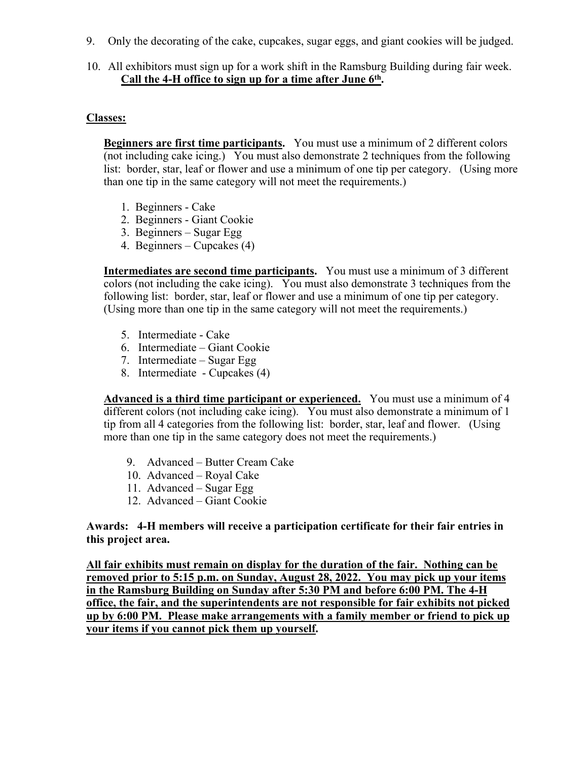9. Only the decorating of the cake, cupcakes, sugar eggs, and giant cookies will be judged.

10. All exhibitors must sign up for a work shift in the Ramsburg Building during fair week. **Call the 4-H office to sign up for a time after June 6th.**

**Classes:**

**Beginners are first time participants.** You must use a minimum of 2 different colors (not including cake icing.) You must also demonstrate 2 techniques from the following list: border, star, leaf or flower and use a minimum of one tip per category. (Using more than one tip in the same category will not meet the requirements.)

1. Beginners - Cake
2. Beginners - Giant Cookie
3. Beginners – Sugar Egg
4. Beginners – Cupcakes (4)

**Intermediates are second time participants.** You must use a minimum of 3 different colors (not including the cake icing). You must also demonstrate 3 techniques from the following list: border, star, leaf or flower and use a minimum of one tip per category. (Using more than one tip in the same category will not meet the requirements.)

5. Intermediate - Cake
6. Intermediate – Giant Cookie
7. Intermediate – Sugar Egg
8. Intermediate - Cupcakes (4)

**Advanced is a third time participant or experienced.** You must use a minimum of 4 different colors (not including cake icing). You must also demonstrate a minimum of 1 tip from all 4 categories from the following list: border, star, leaf and flower. (Using more than one tip in the same category does not meet the requirements.)

9. Advanced – Butter Cream Cake
10. Advanced – Royal Cake
11. Advanced – Sugar Egg
12. Advanced – Giant Cookie

**Awards: 4-H members will receive a participation certificate for their fair entries in this project area.**

**All fair exhibits must remain on display for the duration of the fair. Nothing can be removed prior to 5:15 p.m. on Sunday, August 28, 2022. You may pick up your items in the Ramsburg Building on Sunday after 5:30 PM and before 6:00 PM. The 4-H office, the fair, and the superintendents are not responsible for fair exhibits not picked up by 6:00 PM. Please make arrangements with a family member or friend to pick up your items if you cannot pick them up yourself.**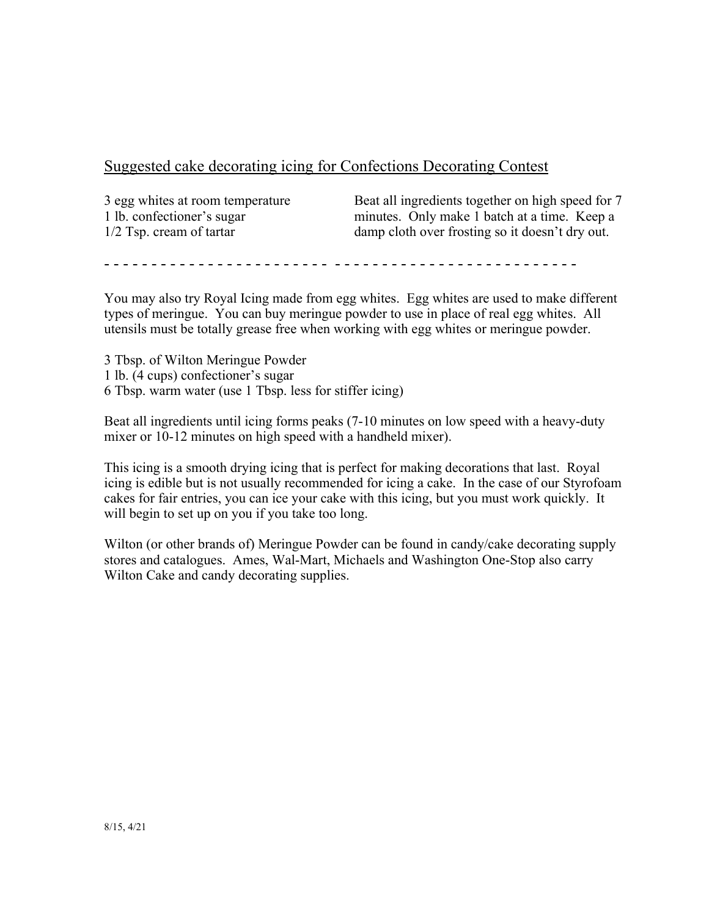Suggested cake decorating icing for Confections Decorating Contest

3 egg whites at room temperature
1 lb. confectioner's sugar
1/2 Tsp. cream of tartar

Beat all ingredients together on high speed for 7 minutes. Only make 1 batch at a time. Keep a damp cloth over frosting so it doesn't dry out.

- - - - - - - - - - - - - - - - - - - - - - - - - - - - - - - - - - - - - - - - - - - - - - - - - -

You may also try Royal Icing made from egg whites. Egg whites are used to make different types of meringue. You can buy meringue powder to use in place of real egg whites. All utensils must be totally grease free when working with egg whites or meringue powder.

3 Tbsp. of Wilton Meringue Powder
1 lb. (4 cups) confectioner's sugar
6 Tbsp. warm water (use 1 Tbsp. less for stiffer icing)

Beat all ingredients until icing forms peaks (7-10 minutes on low speed with a heavy-duty mixer or 10-12 minutes on high speed with a handheld mixer).

This icing is a smooth drying icing that is perfect for making decorations that last. Royal icing is edible but is not usually recommended for icing a cake. In the case of our Styrofoam cakes for fair entries, you can ice your cake with this icing, but you must work quickly. It will begin to set up on you if you take too long.

Wilton (or other brands of) Meringue Powder can be found in candy/cake decorating supply stores and catalogues. Ames, Wal-Mart, Michaels and Washington One-Stop also carry Wilton Cake and candy decorating supplies.

8/15, 4/21